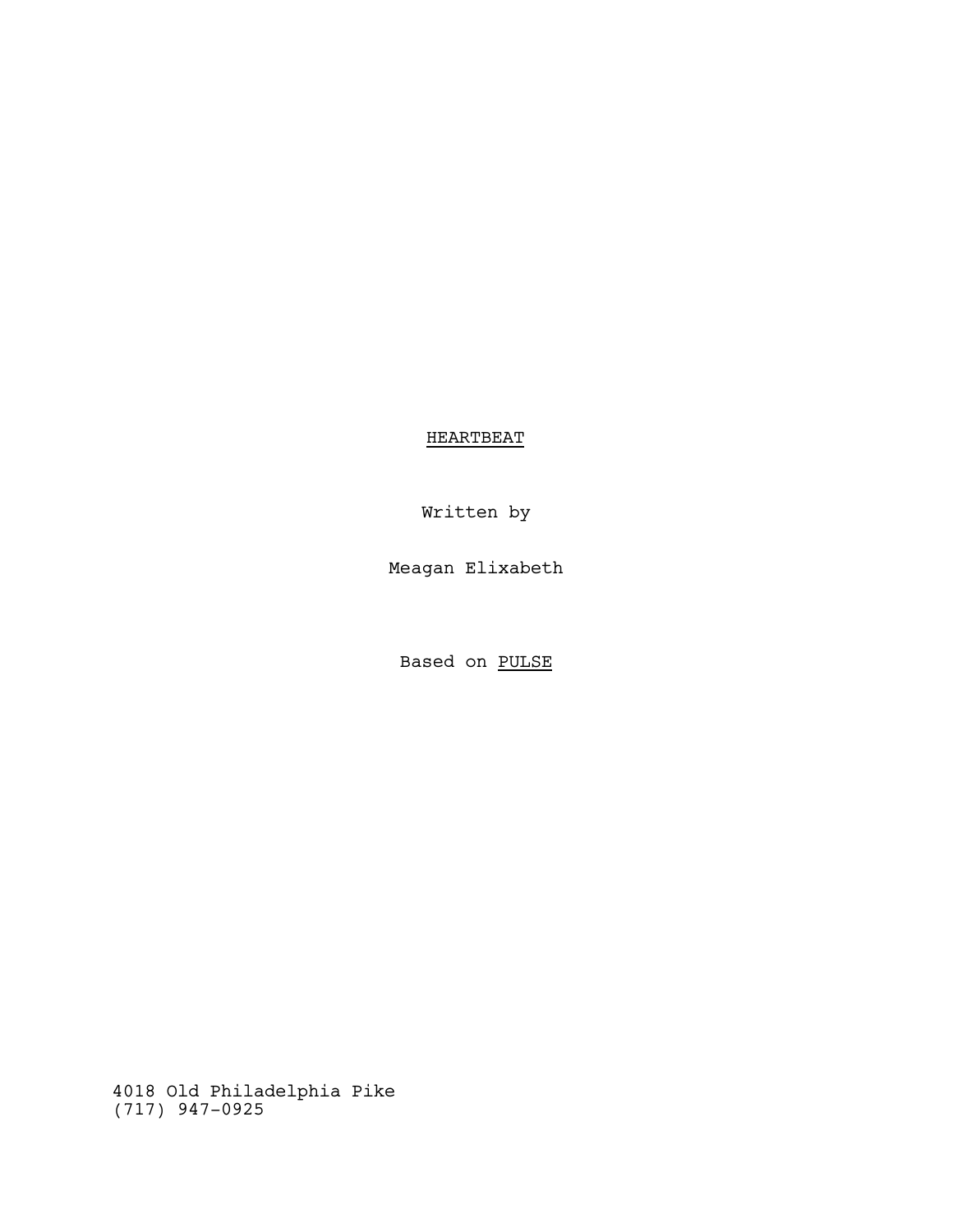<u>HEARTBEAT</u>

Written by

Meagan Elixabeth

Based on <u>PULSE</u>

4018 Old Philadelphia Pike
(717) 947-0925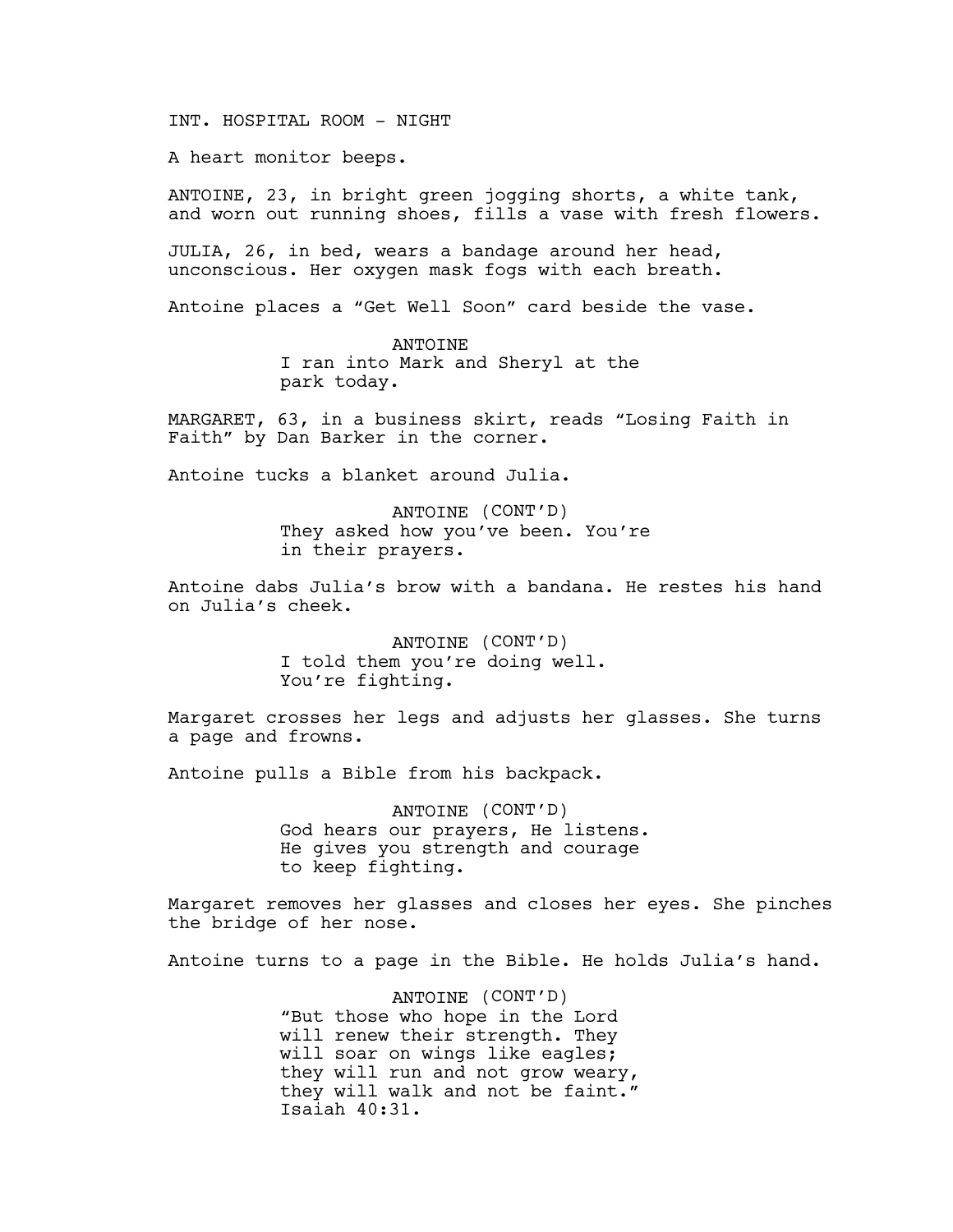INT. HOSPITAL ROOM - NIGHT

A heart monitor beeps.

ANTOINE, 23, in bright green jogging shorts, a white tank, and worn out running shoes, fills a vase with fresh flowers.

JULIA, 26, in bed, wears a bandage around her head, unconscious. Her oxygen mask fogs with each breath.

Antoine places a “Get Well Soon” card beside the vase.

ANTOINE
I ran into Mark and Sheryl at the park today.

MARGARET, 63, in a business skirt, reads “Losing Faith in Faith” by Dan Barker in the corner.

Antoine tucks a blanket around Julia.

ANTOINE (CONT’D)
They asked how you’ve been. You’re in their prayers.

Antoine dabs Julia’s brow with a bandana. He restes his hand on Julia’s cheek.

ANTOINE (CONT’D)
I told them you’re doing well. You’re fighting.

Margaret crosses her legs and adjusts her glasses. She turns a page and frowns.

Antoine pulls a Bible from his backpack.

ANTOINE (CONT’D)
God hears our prayers, He listens. He gives you strength and courage to keep fighting.

Margaret removes her glasses and closes her eyes. She pinches the bridge of her nose.

Antoine turns to a page in the Bible. He holds Julia’s hand.

ANTOINE (CONT’D)
“But those who hope in the Lord will renew their strength. They will soar on wings like eagles; they will run and not grow weary, they will walk and not be faint.” Isaiah 40:31.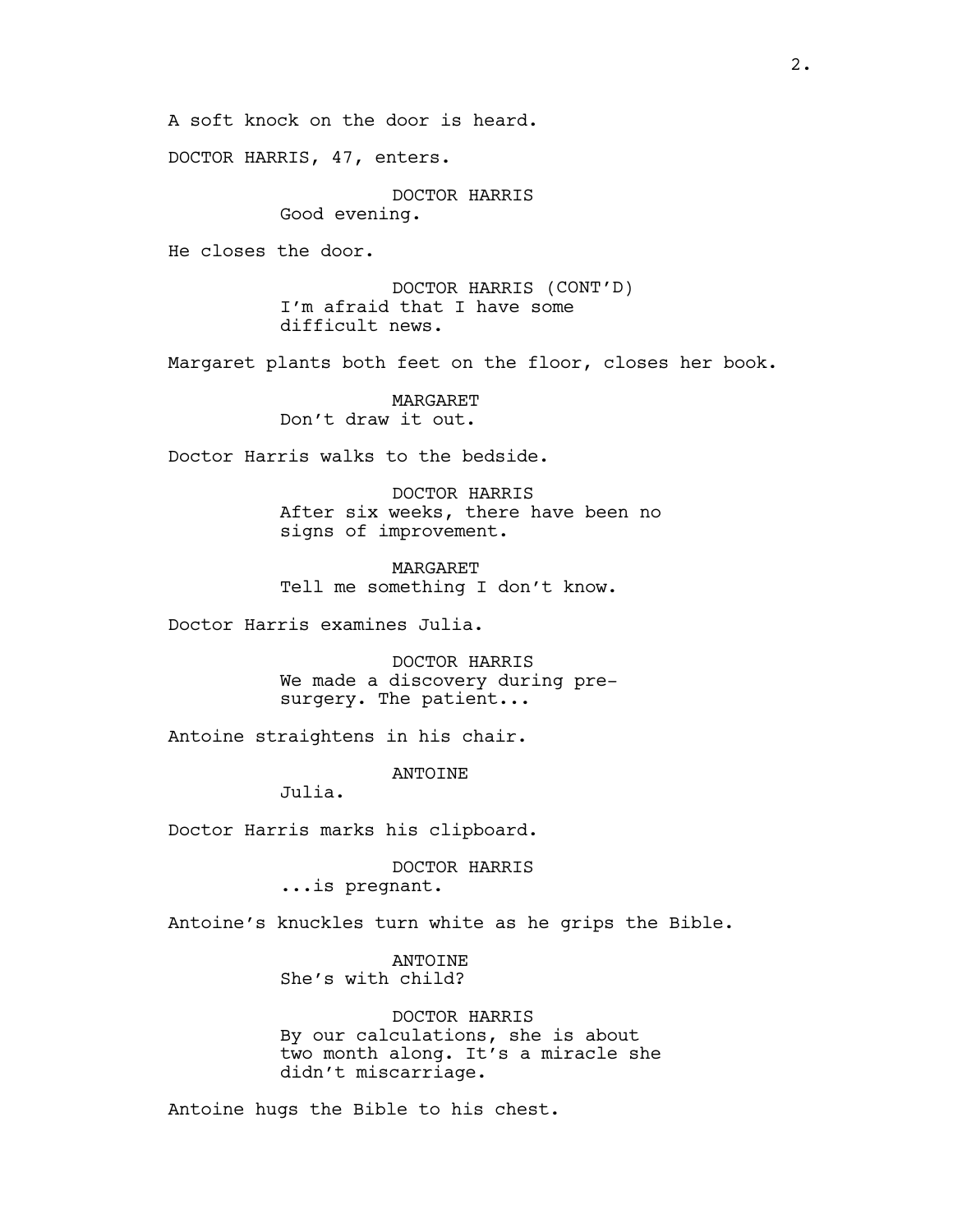A soft knock on the door is heard.

DOCTOR HARRIS, 47, enters.

DOCTOR HARRIS
Good evening.

He closes the door.

DOCTOR HARRIS (CONT'D)
I'm afraid that I have some difficult news.

Margaret plants both feet on the floor, closes her book.

MARGARET
Don't draw it out.

Doctor Harris walks to the bedside.

DOCTOR HARRIS
After six weeks, there have been no signs of improvement.

MARGARET
Tell me something I don't know.

Doctor Harris examines Julia.

DOCTOR HARRIS
We made a discovery during pre-surgery. The patient...

Antoine straightens in his chair.

ANTOINE
Julia.

Doctor Harris marks his clipboard.

DOCTOR HARRIS
...is pregnant.

Antoine's knuckles turn white as he grips the Bible.

ANTOINE
She's with child?

DOCTOR HARRIS
By our calculations, she is about two month along. It's a miracle she didn't miscarriage.

Antoine hugs the Bible to his chest.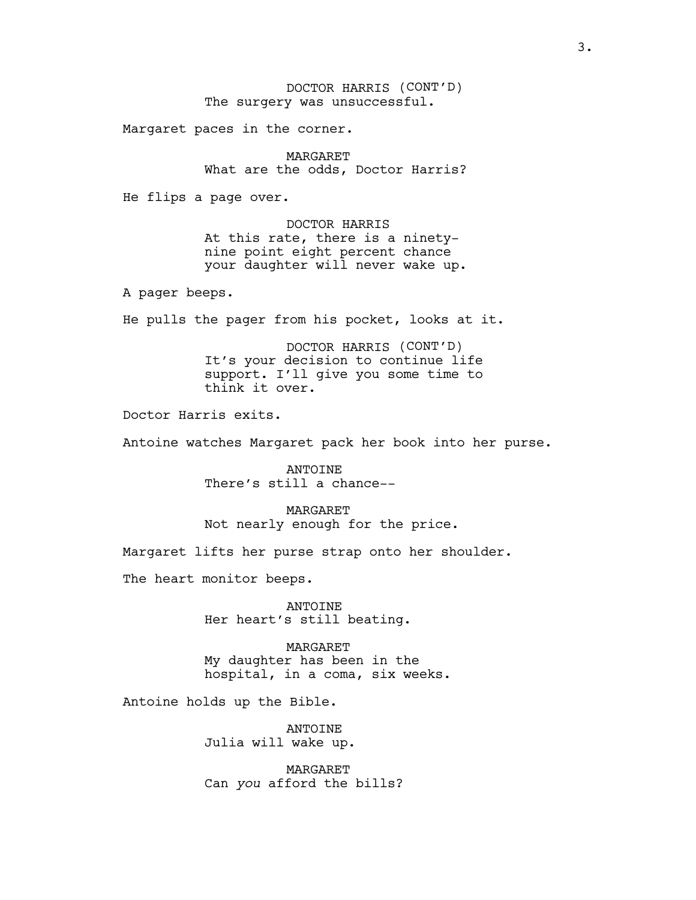DOCTOR HARRIS (CONT'D)
The surgery was unsuccessful.

Margaret paces in the corner.

MARGARET
What are the odds, Doctor Harris?

He flips a page over.

DOCTOR HARRIS
At this rate, there is a ninety-nine point eight percent chance your daughter will never wake up.

A pager beeps.

He pulls the pager from his pocket, looks at it.

DOCTOR HARRIS (CONT'D)
It's your decision to continue life support. I'll give you some time to think it over.

Doctor Harris exits.

Antoine watches Margaret pack her book into her purse.

ANTOINE
There's still a chance--

MARGARET
Not nearly enough for the price.

Margaret lifts her purse strap onto her shoulder.

The heart monitor beeps.

ANTOINE
Her heart's still beating.

MARGARET
My daughter has been in the hospital, in a coma, six weeks.

Antoine holds up the Bible.

ANTOINE
Julia will wake up.

MARGARET
Can *you* afford the bills?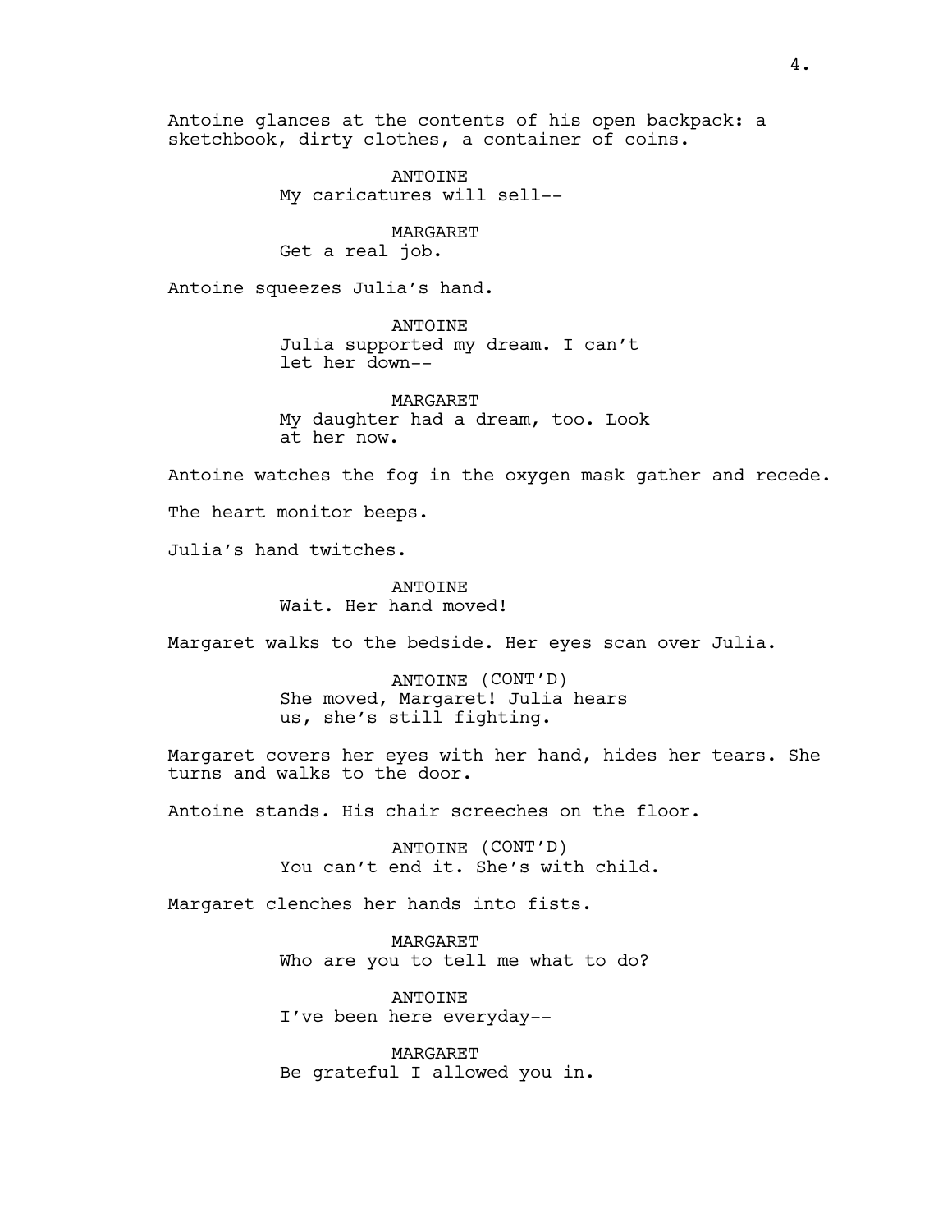Antoine glances at the contents of his open backpack: a sketchbook, dirty clothes, a container of coins.

ANTOINE
My caricatures will sell--

MARGARET
Get a real job.

Antoine squeezes Julia's hand.

ANTOINE
Julia supported my dream. I can't let her down--

MARGARET
My daughter had a dream, too. Look at her now.

Antoine watches the fog in the oxygen mask gather and recede.

The heart monitor beeps.

Julia's hand twitches.

ANTOINE
Wait. Her hand moved!

Margaret walks to the bedside. Her eyes scan over Julia.

ANTOINE (CONT'D)
She moved, Margaret! Julia hears us, she's still fighting.

Margaret covers her eyes with her hand, hides her tears. She turns and walks to the door.

Antoine stands. His chair screeches on the floor.

ANTOINE (CONT'D)
You can't end it. She's with child.

Margaret clenches her hands into fists.

MARGARET
Who are you to tell me what to do?

ANTOINE
I've been here everyday--

MARGARET
Be grateful I allowed you in.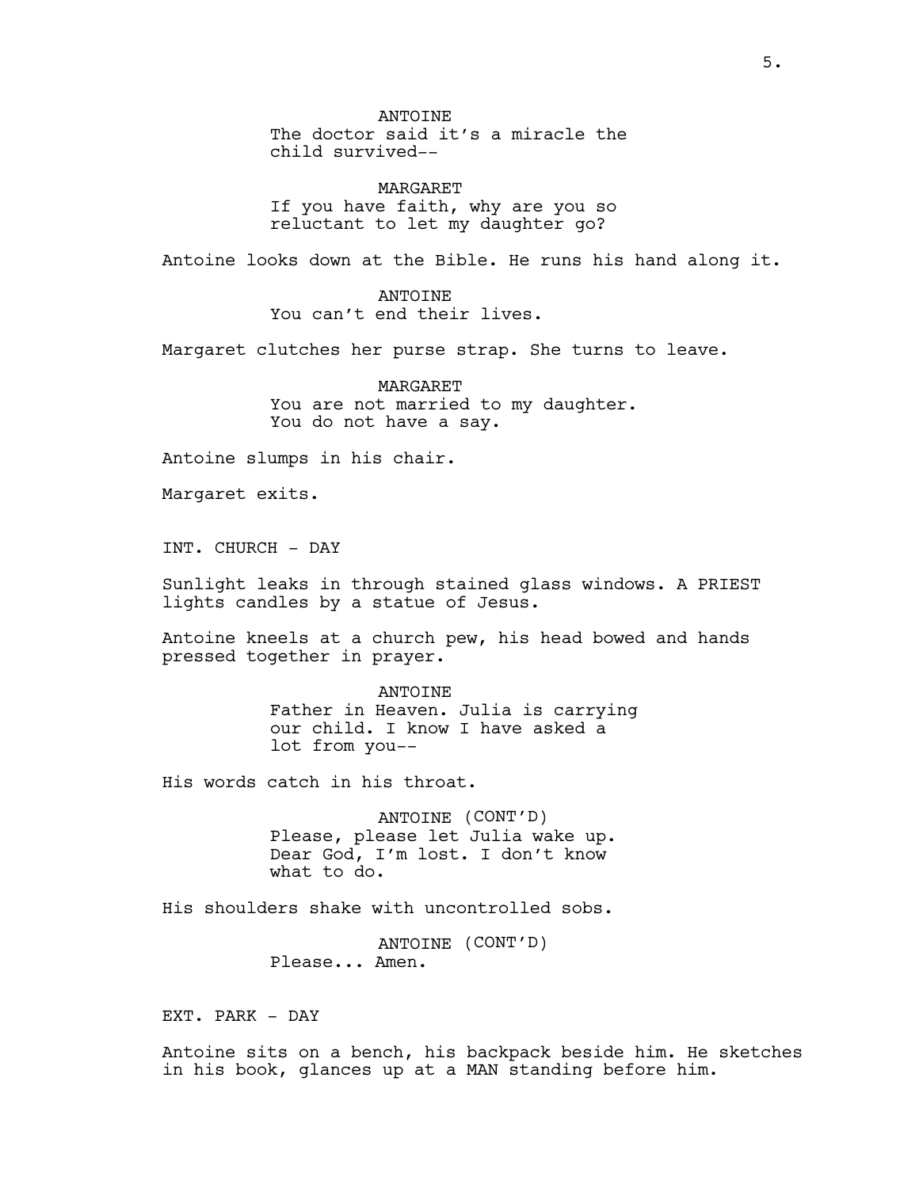ANTOINE
The doctor said it's a miracle the child survived--

MARGARET
If you have faith, why are you so reluctant to let my daughter go?

Antoine looks down at the Bible. He runs his hand along it.

ANTOINE
You can't end their lives.

Margaret clutches her purse strap. She turns to leave.

MARGARET
You are not married to my daughter. You do not have a say.

Antoine slumps in his chair.

Margaret exits.

INT. CHURCH - DAY

Sunlight leaks in through stained glass windows. A PRIEST lights candles by a statue of Jesus.

Antoine kneels at a church pew, his head bowed and hands pressed together in prayer.

ANTOINE
Father in Heaven. Julia is carrying our child. I know I have asked a lot from you--

His words catch in his throat.

ANTOINE (CONT'D)
Please, please let Julia wake up. Dear God, I'm lost. I don't know what to do.

His shoulders shake with uncontrolled sobs.

ANTOINE (CONT'D)
Please... Amen.

EXT. PARK - DAY

Antoine sits on a bench, his backpack beside him. He sketches in his book, glances up at a MAN standing before him.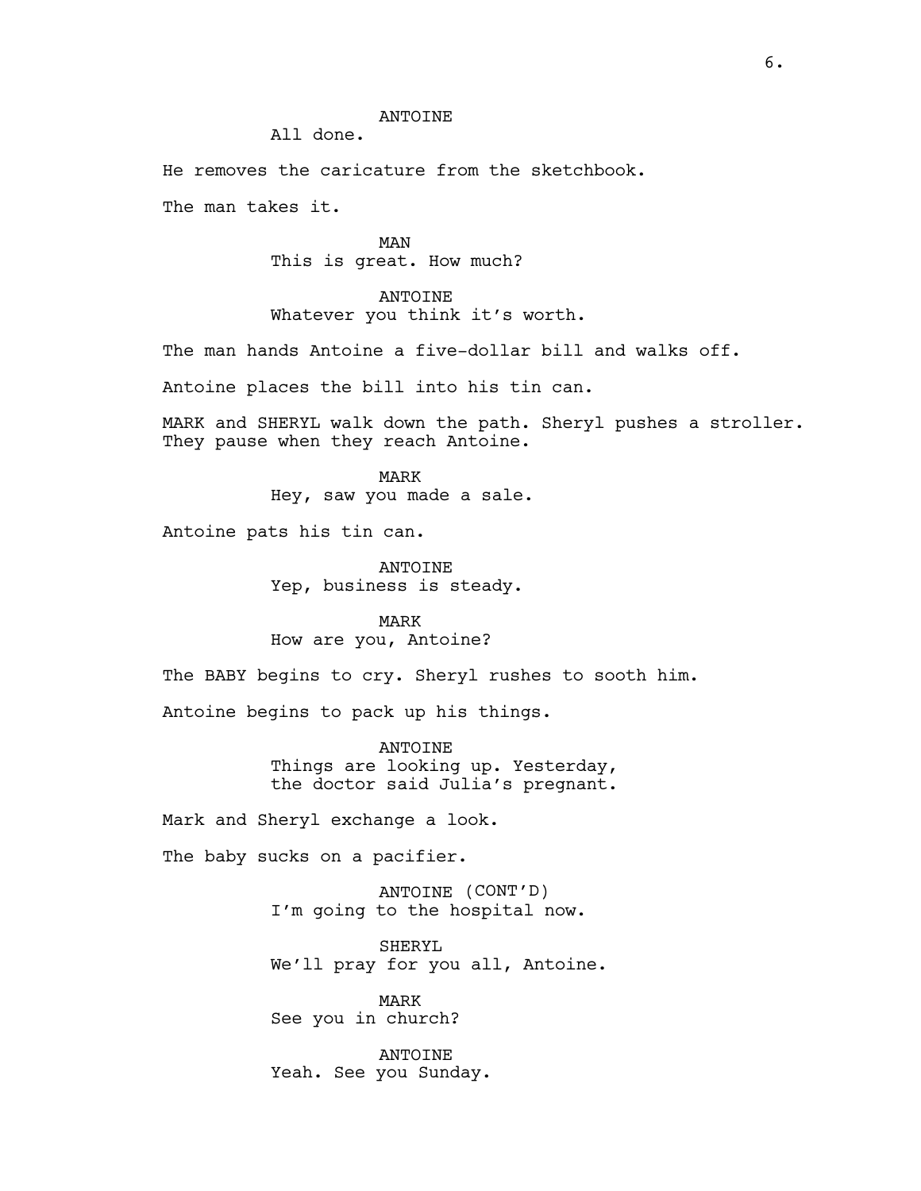ANTOINE

All done.

He removes the caricature from the sketchbook.

The man takes it.

MAN

This is great. How much?

ANTOINE

Whatever you think it's worth.

The man hands Antoine a five-dollar bill and walks off.

Antoine places the bill into his tin can.

MARK and SHERYL walk down the path. Sheryl pushes a stroller. They pause when they reach Antoine.

MARK

Hey, saw you made a sale.

Antoine pats his tin can.

ANTOINE

Yep, business is steady.

MARK

How are you, Antoine?

The BABY begins to cry. Sheryl rushes to sooth him.

Antoine begins to pack up his things.

ANTOINE

Things are looking up. Yesterday, the doctor said Julia's pregnant.

Mark and Sheryl exchange a look.

The baby sucks on a pacifier.

ANTOINE (CONT'D)

I'm going to the hospital now.

SHERYL

We'll pray for you all, Antoine.

MARK

See you in church?

ANTOINE

Yeah. See you Sunday.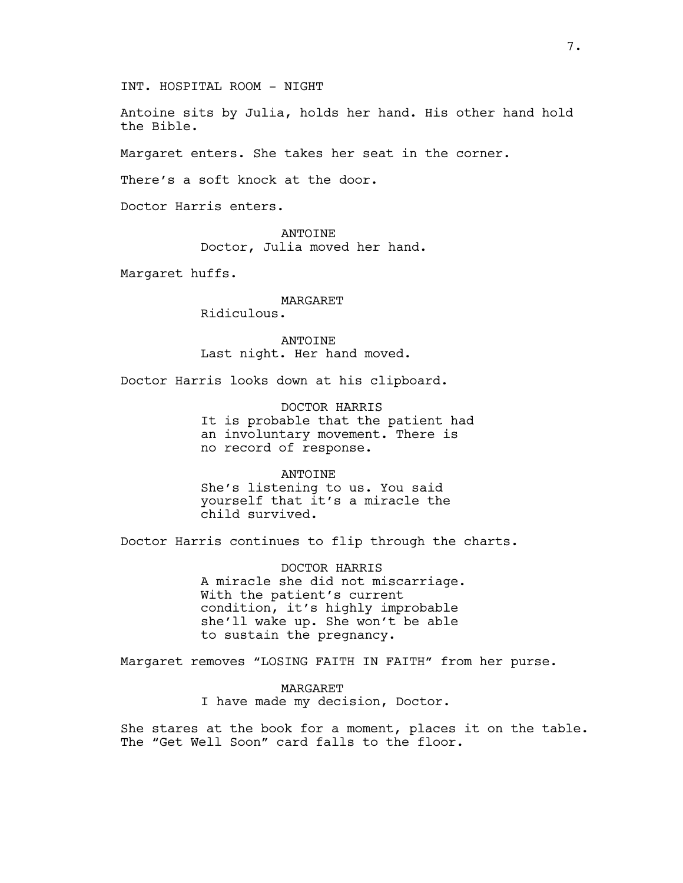INT. HOSPITAL ROOM - NIGHT

Antoine sits by Julia, holds her hand. His other hand hold the Bible.

Margaret enters. She takes her seat in the corner.

There's a soft knock at the door.

Doctor Harris enters.

ANTOINE
Doctor, Julia moved her hand.

Margaret huffs.

MARGARET
Ridiculous.

ANTOINE
Last night. Her hand moved.

Doctor Harris looks down at his clipboard.

DOCTOR HARRIS
It is probable that the patient had an involuntary movement. There is no record of response.

ANTOINE
She's listening to us. You said yourself that it's a miracle the child survived.

Doctor Harris continues to flip through the charts.

DOCTOR HARRIS
A miracle she did not miscarriage. With the patient's current condition, it's highly improbable she'll wake up. She won't be able to sustain the pregnancy.

Margaret removes "LOSING FAITH IN FAITH" from her purse.

MARGARET
I have made my decision, Doctor.

She stares at the book for a moment, places it on the table. The "Get Well Soon" card falls to the floor.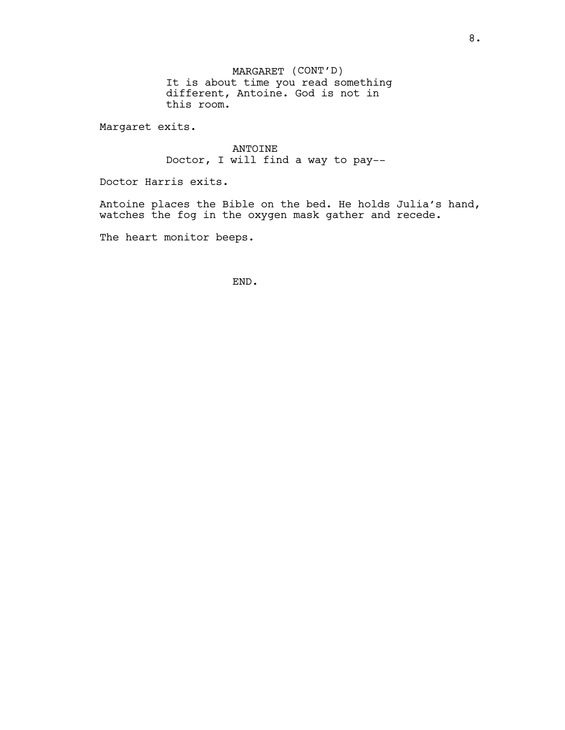MARGARET (CONT'D)
It is about time you read something different, Antoine. God is not in this room.

Margaret exits.

ANTOINE
Doctor, I will find a way to pay--

Doctor Harris exits.

Antoine places the Bible on the bed. He holds Julia's hand, watches the fog in the oxygen mask gather and recede.

The heart monitor beeps.

END.